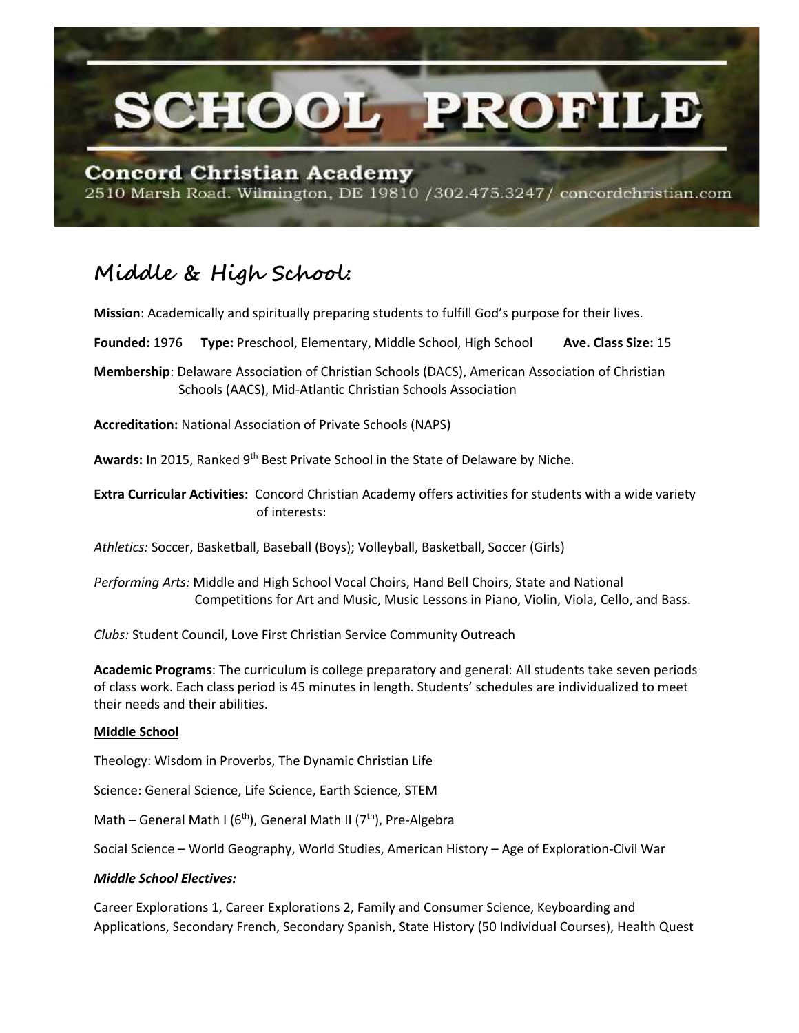# SCHOOL PROFILE

**Concord Christian Academy**
2510 Marsh Road. Wilmington, DE 19810 /302.475.3247/ concordchristian.com

## Middle & High School:

**Mission**: Academically and spiritually preparing students to fulfill God's purpose for their lives.

**Founded:** 1976 **Type:** Preschool, Elementary, Middle School, High School **Ave. Class Size:** 15

**Membership**: Delaware Association of Christian Schools (DACS), American Association of Christian Schools (AACS), Mid-Atlantic Christian Schools Association

**Accreditation:** National Association of Private Schools (NAPS)

**Awards:** In 2015, Ranked 9th Best Private School in the State of Delaware by Niche.

**Extra Curricular Activities:** Concord Christian Academy offers activities for students with a wide variety of interests:

*Athletics:* Soccer, Basketball, Baseball (Boys); Volleyball, Basketball, Soccer (Girls)

*Performing Arts:* Middle and High School Vocal Choirs, Hand Bell Choirs, State and National Competitions for Art and Music, Music Lessons in Piano, Violin, Viola, Cello, and Bass.

*Clubs:* Student Council, Love First Christian Service Community Outreach

**Academic Programs**: The curriculum is college preparatory and general: All students take seven periods of class work. Each class period is 45 minutes in length. Students' schedules are individualized to meet their needs and their abilities.

**<u>Middle School</u>**

Theology: Wisdom in Proverbs, The Dynamic Christian Life

Science: General Science, Life Science, Earth Science, STEM

Math – General Math I (6th), General Math II (7th), Pre-Algebra

Social Science – World Geography, World Studies, American History – Age of Exploration-Civil War

***Middle School Electives:***

Career Explorations 1, Career Explorations 2, Family and Consumer Science, Keyboarding and Applications, Secondary French, Secondary Spanish, State History (50 Individual Courses), Health Quest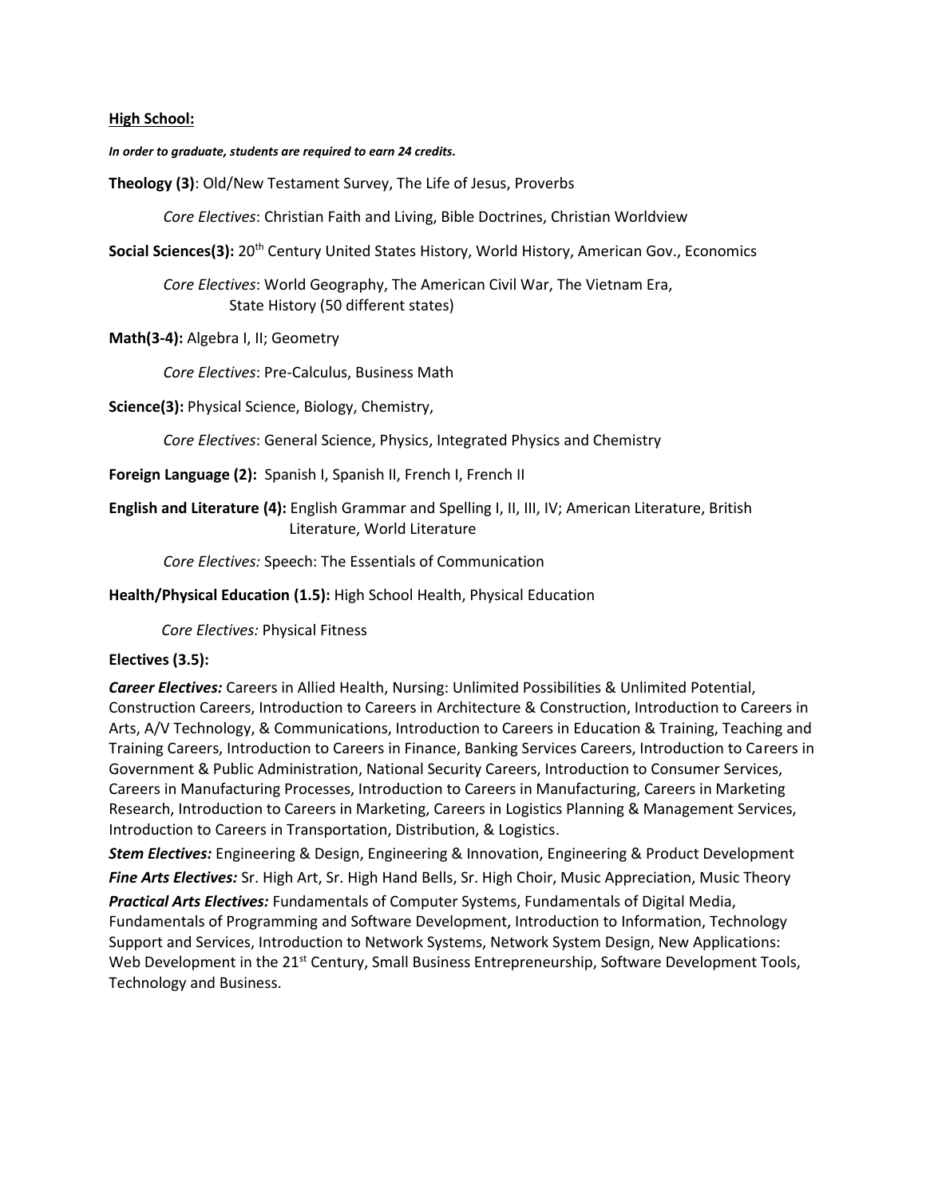**High School:**

***In order to graduate, students are required to earn 24 credits.***

**Theology (3)**: Old/New Testament Survey, The Life of Jesus, Proverbs

*Core Electives*: Christian Faith and Living, Bible Doctrines, Christian Worldview

**Social Sciences(3):** 20th Century United States History, World History, American Gov., Economics

*Core Electives*: World Geography, The American Civil War, The Vietnam Era, State History (50 different states)

**Math(3-4):** Algebra I, II; Geometry

*Core Electives*: Pre-Calculus, Business Math

**Science(3):** Physical Science, Biology, Chemistry,

*Core Electives*: General Science, Physics, Integrated Physics and Chemistry

**Foreign Language (2):** Spanish I, Spanish II, French I, French II

**English and Literature (4):** English Grammar and Spelling I, II, III, IV; American Literature, British Literature, World Literature

*Core Electives:* Speech: The Essentials of Communication

**Health/Physical Education (1.5):** High School Health, Physical Education

*Core Electives:* Physical Fitness

**Electives (3.5):**

***Career Electives:*** Careers in Allied Health, Nursing: Unlimited Possibilities & Unlimited Potential, Construction Careers, Introduction to Careers in Architecture & Construction, Introduction to Careers in Arts, A/V Technology, & Communications, Introduction to Careers in Education & Training, Teaching and Training Careers, Introduction to Careers in Finance, Banking Services Careers, Introduction to Careers in Government & Public Administration, National Security Careers, Introduction to Consumer Services, Careers in Manufacturing Processes, Introduction to Careers in Manufacturing, Careers in Marketing Research, Introduction to Careers in Marketing, Careers in Logistics Planning & Management Services, Introduction to Careers in Transportation, Distribution, & Logistics.

***Stem Electives:*** Engineering & Design, Engineering & Innovation, Engineering & Product Development

***Fine Arts Electives:*** Sr. High Art, Sr. High Hand Bells, Sr. High Choir, Music Appreciation, Music Theory

***Practical Arts Electives:*** Fundamentals of Computer Systems, Fundamentals of Digital Media, Fundamentals of Programming and Software Development, Introduction to Information, Technology Support and Services, Introduction to Network Systems, Network System Design, New Applications: Web Development in the 21st Century, Small Business Entrepreneurship, Software Development Tools, Technology and Business.